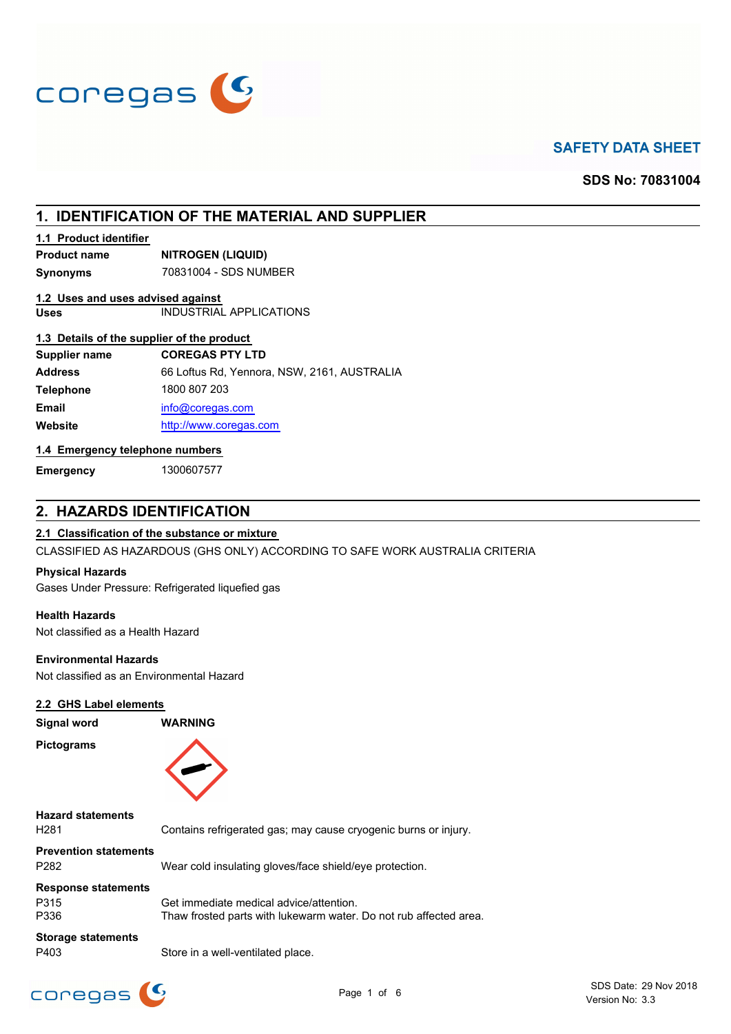# SAFETY DATA SHEET

**SDS No: 70831004**

## 1. IDENTIFICATION OF THE MATERIAL AND SUPPLIER

### 1.1 Product identifier

| | |
|---|---|
| **Product name** | **NITROGEN (LIQUID)** |
| **Synonyms** | 70831004 - SDS NUMBER |

### 1.2 Uses and uses advised against

| | |
|---|---|
| **Uses** | INDUSTRIAL APPLICATIONS |

### 1.3 Details of the supplier of the product

| | |
|---|---|
| **Supplier name** | **COREGAS PTY LTD** |
| **Address** | 66 Loftus Rd, Yennora, NSW, 2161, AUSTRALIA |
| **Telephone** | 1800 807 203 |
| **Email** | info@coregas.com |
| **Website** | http://www.coregas.com |

### 1.4 Emergency telephone numbers

| | |
|---|---|
| **Emergency** | 1300607577 |

## 2. HAZARDS IDENTIFICATION

### 2.1 Classification of the substance or mixture

CLASSIFIED AS HAZARDOUS (GHS ONLY) ACCORDING TO SAFE WORK AUSTRALIA CRITERIA

**Physical Hazards**

Gases Under Pressure: Refrigerated liquefied gas

**Health Hazards**

Not classified as a Health Hazard

**Environmental Hazards**

Not classified as an Environmental Hazard

### 2.2 GHS Label elements

**Signal word** **WARNING**

**Pictograms**

**Hazard statements**

| | |
|---|---|
| H281 | Contains refrigerated gas; may cause cryogenic burns or injury. |

**Prevention statements**

| | |
|---|---|
| P282 | Wear cold insulating gloves/face shield/eye protection. |

**Response statements**

| | |
|---|---|
| P315 | Get immediate medical advice/attention. |
| P336 | Thaw frosted parts with lukewarm water. Do not rub affected area. |

**Storage statements**

| | |
|---|---|
| P403 | Store in a well-ventilated place. |

SDS Date: 29 Nov 2018
Version No: 3.3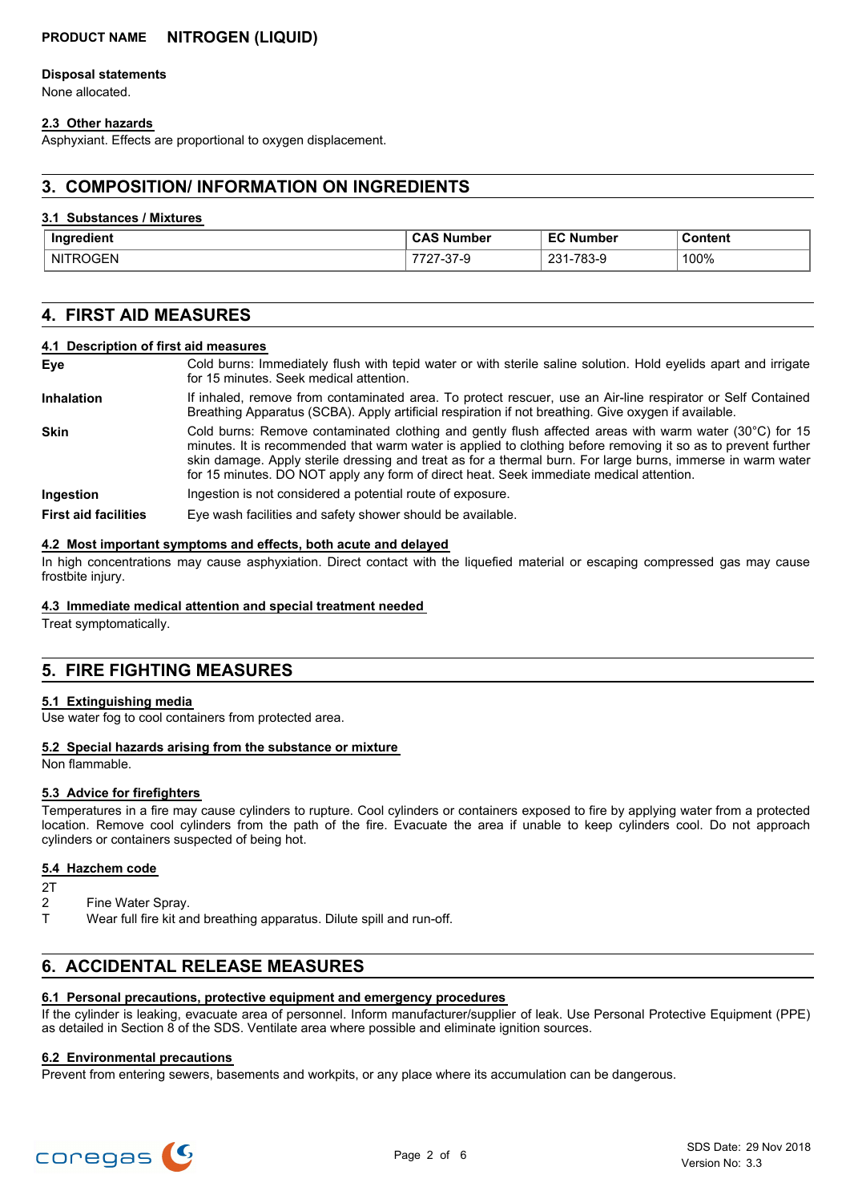**Disposal statements**

None allocated.

### 2.3 Other hazards

Asphyxiant. Effects are proportional to oxygen displacement.

## 3. COMPOSITION/ INFORMATION ON INGREDIENTS

### 3.1 Substances / Mixtures

| Ingredient | CAS Number | EC Number | Content |
|---|---|---|---|
| NITROGEN | 7727-37-9 | 231-783-9 | 100% |

## 4. FIRST AID MEASURES

### 4.1 Description of first aid measures

**Eye** Cold burns: Immediately flush with tepid water or with sterile saline solution. Hold eyelids apart and irrigate for 15 minutes. Seek medical attention.

**Inhalation** If inhaled, remove from contaminated area. To protect rescuer, use an Air-line respirator or Self Contained Breathing Apparatus (SCBA). Apply artificial respiration if not breathing. Give oxygen if available.

**Skin** Cold burns: Remove contaminated clothing and gently flush affected areas with warm water (30°C) for 15 minutes. It is recommended that warm water is applied to clothing before removing it so as to prevent further skin damage. Apply sterile dressing and treat as for a thermal burn. For large burns, immerse in warm water for 15 minutes. DO NOT apply any form of direct heat. Seek immediate medical attention.

**Ingestion** Ingestion is not considered a potential route of exposure.

**First aid facilities** Eye wash facilities and safety shower should be available.

### 4.2 Most important symptoms and effects, both acute and delayed

In high concentrations may cause asphyxiation. Direct contact with the liquefied material or escaping compressed gas may cause frostbite injury.

### 4.3 Immediate medical attention and special treatment needed

Treat symptomatically.

## 5. FIRE FIGHTING MEASURES

### 5.1 Extinguishing media

Use water fog to cool containers from protected area.

### 5.2 Special hazards arising from the substance or mixture

Non flammable.

### 5.3 Advice for firefighters

Temperatures in a fire may cause cylinders to rupture. Cool cylinders or containers exposed to fire by applying water from a protected location. Remove cool cylinders from the path of the fire. Evacuate the area if unable to keep cylinders cool. Do not approach cylinders or containers suspected of being hot.

### 5.4 Hazchem code

2T

2 Fine Water Spray.

T Wear full fire kit and breathing apparatus. Dilute spill and run-off.

## 6. ACCIDENTAL RELEASE MEASURES

### 6.1 Personal precautions, protective equipment and emergency procedures

If the cylinder is leaking, evacuate area of personnel. Inform manufacturer/supplier of leak. Use Personal Protective Equipment (PPE) as detailed in Section 8 of the SDS. Ventilate area where possible and eliminate ignition sources.

### 6.2 Environmental precautions

Prevent from entering sewers, basements and workpits, or any place where its accumulation can be dangerous.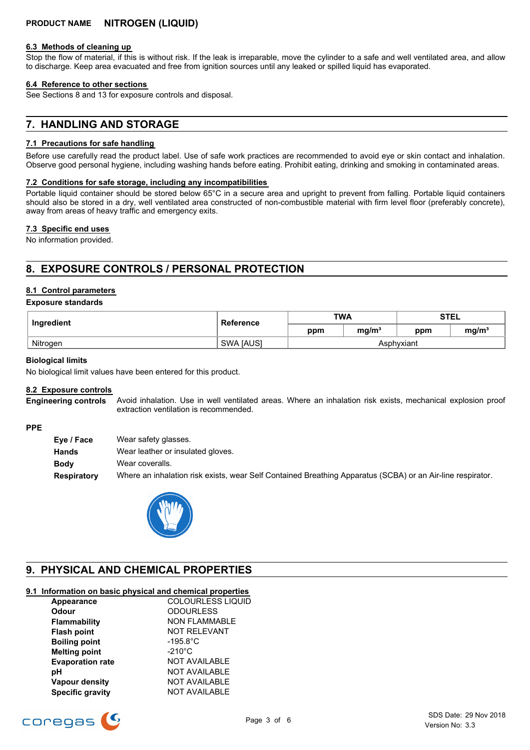**PRODUCT NAME NITROGEN (LIQUID)**

### 6.3 Methods of cleaning up

Stop the flow of material, if this is without risk. If the leak is irreparable, move the cylinder to a safe and well ventilated area, and allow to discharge. Keep area evacuated and free from ignition sources until any leaked or spilled liquid has evaporated.

### 6.4 Reference to other sections

See Sections 8 and 13 for exposure controls and disposal.

## 7. HANDLING AND STORAGE

### 7.1 Precautions for safe handling

Before use carefully read the product label. Use of safe work practices are recommended to avoid eye or skin contact and inhalation. Observe good personal hygiene, including washing hands before eating. Prohibit eating, drinking and smoking in contaminated areas.

### 7.2 Conditions for safe storage, including any incompatibilities

Portable liquid container should be stored below 65°C in a secure area and upright to prevent from falling. Portable liquid containers should also be stored in a dry, well ventilated area constructed of non-combustible material with firm level floor (preferably concrete), away from areas of heavy traffic and emergency exits.

### 7.3 Specific end uses

No information provided.

## 8. EXPOSURE CONTROLS / PERSONAL PROTECTION

### 8.1 Control parameters

**Exposure standards**

| Ingredient | Reference | TWA | | STEL | |
|---|---|---|---|---|---|
| | | ppm | mg/m³ | ppm | mg/m³ |
| Nitrogen | SWA [AUS] | Asphyxiant | | | |

**Biological limits**

No biological limit values have been entered for this product.

### 8.2 Exposure controls

**Engineering controls** Avoid inhalation. Use in well ventilated areas. Where an inhalation risk exists, mechanical explosion proof extraction ventilation is recommended.

**PPE**

- **Eye / Face** Wear safety glasses.
- **Hands** Wear leather or insulated gloves.
- **Body** Wear coveralls.
- **Respiratory** Where an inhalation risk exists, wear Self Contained Breathing Apparatus (SCBA) or an Air-line respirator.

## 9. PHYSICAL AND CHEMICAL PROPERTIES

### 9.1 Information on basic physical and chemical properties

| | |
|---|---|
| **Appearance** | COLOURLESS LIQUID |
| **Odour** | ODOURLESS |
| **Flammability** | NON FLAMMABLE |
| **Flash point** | NOT RELEVANT |
| **Boiling point** | -195.8°C |
| **Melting point** | -210°C |
| **Evaporation rate** | NOT AVAILABLE |
| **pH** | NOT AVAILABLE |
| **Vapour density** | NOT AVAILABLE |
| **Specific gravity** | NOT AVAILABLE |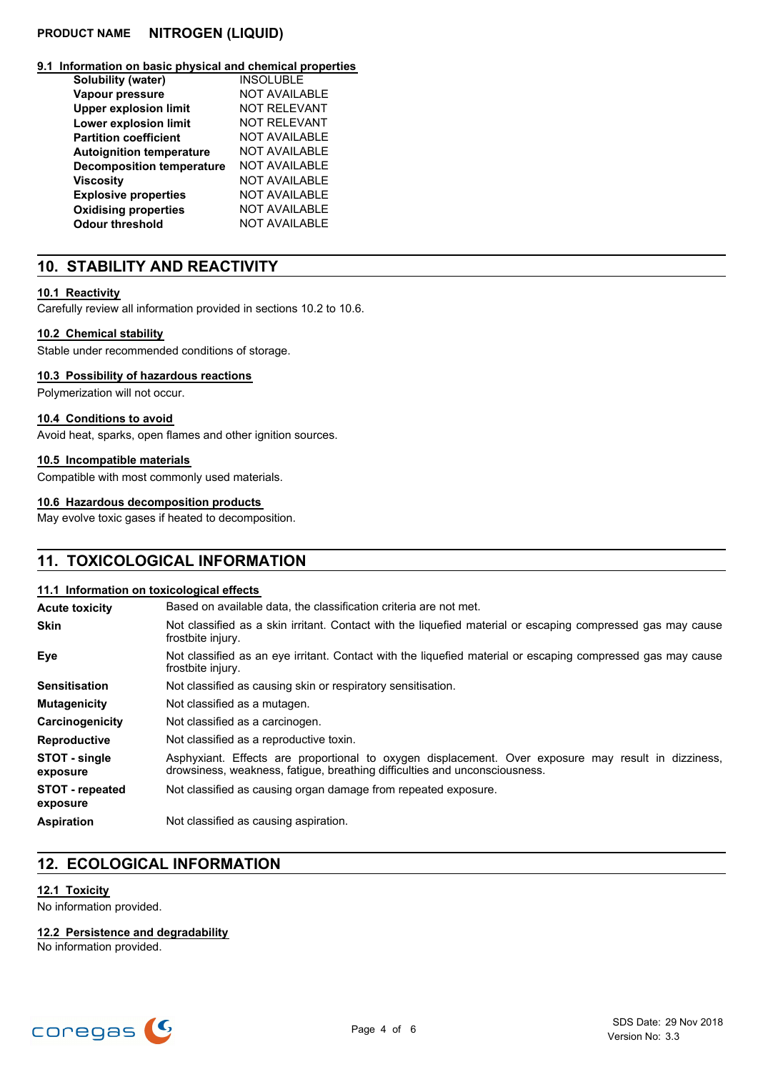### 9.1 Information on basic physical and chemical properties

| | |
|---|---|
| **Solubility (water)** | INSOLUBLE |
| **Vapour pressure** | NOT AVAILABLE |
| **Upper explosion limit** | NOT RELEVANT |
| **Lower explosion limit** | NOT RELEVANT |
| **Partition coefficient** | NOT AVAILABLE |
| **Autoignition temperature** | NOT AVAILABLE |
| **Decomposition temperature** | NOT AVAILABLE |
| **Viscosity** | NOT AVAILABLE |
| **Explosive properties** | NOT AVAILABLE |
| **Oxidising properties** | NOT AVAILABLE |
| **Odour threshold** | NOT AVAILABLE |

## 10. STABILITY AND REACTIVITY

### 10.1 Reactivity

Carefully review all information provided in sections 10.2 to 10.6.

### 10.2 Chemical stability

Stable under recommended conditions of storage.

### 10.3 Possibility of hazardous reactions

Polymerization will not occur.

### 10.4 Conditions to avoid

Avoid heat, sparks, open flames and other ignition sources.

### 10.5 Incompatible materials

Compatible with most commonly used materials.

### 10.6 Hazardous decomposition products

May evolve toxic gases if heated to decomposition.

## 11. TOXICOLOGICAL INFORMATION

### 11.1 Information on toxicological effects

| | |
|---|---|
| **Acute toxicity** | Based on available data, the classification criteria are not met. |
| **Skin** | Not classified as a skin irritant. Contact with the liquefied material or escaping compressed gas may cause frostbite injury. |
| **Eye** | Not classified as an eye irritant. Contact with the liquefied material or escaping compressed gas may cause frostbite injury. |
| **Sensitisation** | Not classified as causing skin or respiratory sensitisation. |
| **Mutagenicity** | Not classified as a mutagen. |
| **Carcinogenicity** | Not classified as a carcinogen. |
| **Reproductive** | Not classified as a reproductive toxin. |
| **STOT - single exposure** | Asphyxiant. Effects are proportional to oxygen displacement. Over exposure may result in dizziness, drowsiness, weakness, fatigue, breathing difficulties and unconsciousness. |
| **STOT - repeated exposure** | Not classified as causing organ damage from repeated exposure. |
| **Aspiration** | Not classified as causing aspiration. |

## 12. ECOLOGICAL INFORMATION

### 12.1 Toxicity

No information provided.

### 12.2 Persistence and degradability

No information provided.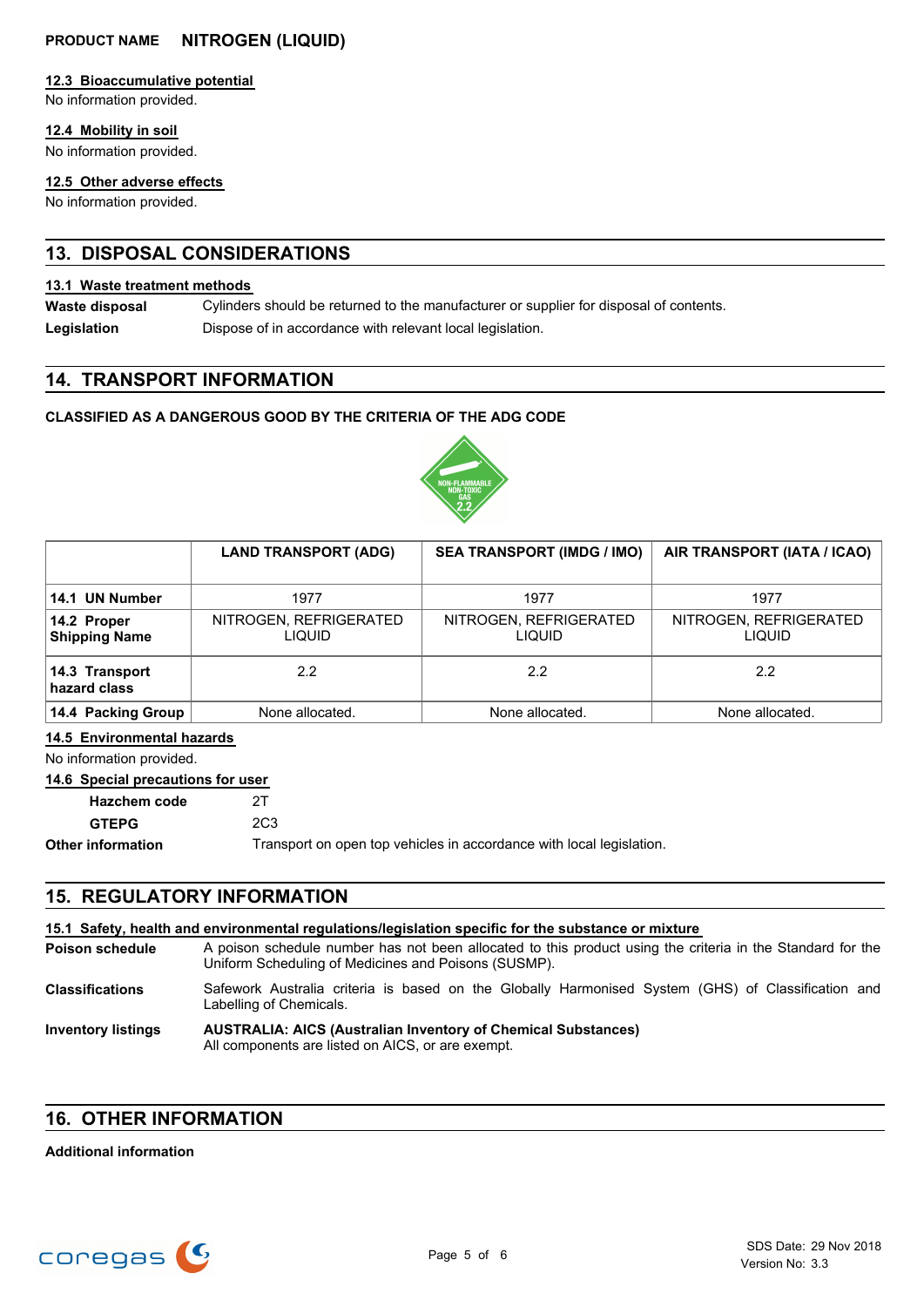#### 12.3 Bioaccumulative potential

No information provided.

#### 12.4 Mobility in soil

No information provided.

#### 12.5 Other adverse effects

No information provided.

## 13. DISPOSAL CONSIDERATIONS

#### 13.1 Waste treatment methods

**Waste disposal** Cylinders should be returned to the manufacturer or supplier for disposal of contents.

**Legislation** Dispose of in accordance with relevant local legislation.

## 14. TRANSPORT INFORMATION

**CLASSIFIED AS A DANGEROUS GOOD BY THE CRITERIA OF THE ADG CODE**

| | LAND TRANSPORT (ADG) | SEA TRANSPORT (IMDG / IMO) | AIR TRANSPORT (IATA / ICAO) |
|---|---|---|---|
| **14.1 UN Number** | 1977 | 1977 | 1977 |
| **14.2 Proper Shipping Name** | NITROGEN, REFRIGERATED LIQUID | NITROGEN, REFRIGERATED LIQUID | NITROGEN, REFRIGERATED LIQUID |
| **14.3 Transport hazard class** | 2.2 | 2.2 | 2.2 |
| **14.4 Packing Group** | None allocated. | None allocated. | None allocated. |

#### 14.5 Environmental hazards

No information provided.

#### 14.6 Special precautions for user

**Hazchem code** 2T

**GTEPG** 2C3

**Other information** Transport on open top vehicles in accordance with local legislation.

## 15. REGULATORY INFORMATION

#### 15.1 Safety, health and environmental regulations/legislation specific for the substance or mixture

**Poison schedule** A poison schedule number has not been allocated to this product using the criteria in the Standard for the Uniform Scheduling of Medicines and Poisons (SUSMP).

**Classifications** Safework Australia criteria is based on the Globally Harmonised System (GHS) of Classification and Labelling of Chemicals.

**Inventory listings** **AUSTRALIA: AICS (Australian Inventory of Chemical Substances)**
All components are listed on AICS, or are exempt.

## 16. OTHER INFORMATION

**Additional information**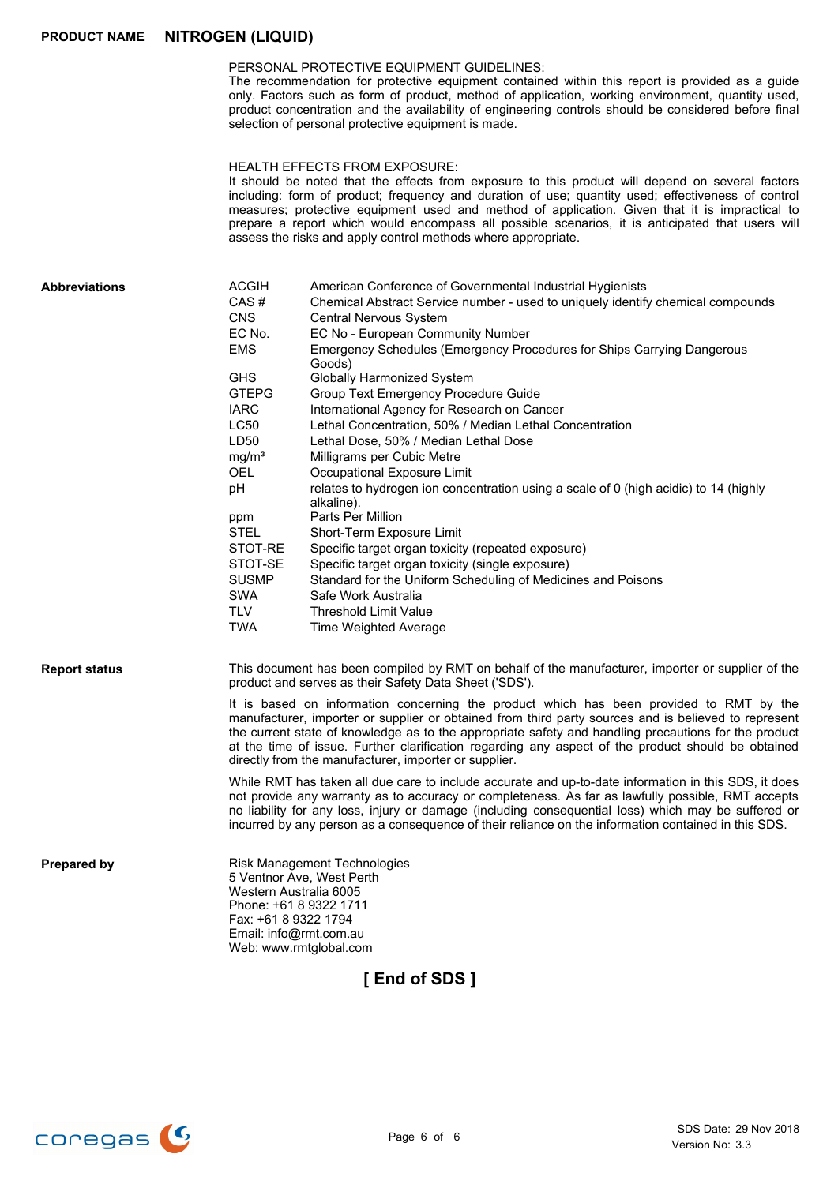PERSONAL PROTECTIVE EQUIPMENT GUIDELINES:
The recommendation for protective equipment contained within this report is provided as a guide only. Factors such as form of product, method of application, working environment, quantity used, product concentration and the availability of engineering controls should be considered before final selection of personal protective equipment is made.

HEALTH EFFECTS FROM EXPOSURE:
It should be noted that the effects from exposure to this product will depend on several factors including: form of product; frequency and duration of use; quantity used; effectiveness of control measures; protective equipment used and method of application. Given that it is impractical to prepare a report which would encompass all possible scenarios, it is anticipated that users will assess the risks and apply control methods where appropriate.

**Abbreviations**

| | |
|---|---|
| ACGIH | American Conference of Governmental Industrial Hygienists |
| CAS # | Chemical Abstract Service number - used to uniquely identify chemical compounds |
| CNS | Central Nervous System |
| EC No. | EC No - European Community Number |
| EMS | Emergency Schedules (Emergency Procedures for Ships Carrying Dangerous Goods) |
| GHS | Globally Harmonized System |
| GTEPG | Group Text Emergency Procedure Guide |
| IARC | International Agency for Research on Cancer |
| LC50 | Lethal Concentration, 50% / Median Lethal Concentration |
| LD50 | Lethal Dose, 50% / Median Lethal Dose |
| mg/m³ | Milligrams per Cubic Metre |
| OEL | Occupational Exposure Limit |
| pH | relates to hydrogen ion concentration using a scale of 0 (high acidic) to 14 (highly alkaline). |
| ppm | Parts Per Million |
| STEL | Short-Term Exposure Limit |
| STOT-RE | Specific target organ toxicity (repeated exposure) |
| STOT-SE | Specific target organ toxicity (single exposure) |
| SUSMP | Standard for the Uniform Scheduling of Medicines and Poisons |
| SWA | Safe Work Australia |
| TLV | Threshold Limit Value |
| TWA | Time Weighted Average |

**Report status**

This document has been compiled by RMT on behalf of the manufacturer, importer or supplier of the product and serves as their Safety Data Sheet ('SDS').

It is based on information concerning the product which has been provided to RMT by the manufacturer, importer or supplier or obtained from third party sources and is believed to represent the current state of knowledge as to the appropriate safety and handling precautions for the product at the time of issue. Further clarification regarding any aspect of the product should be obtained directly from the manufacturer, importer or supplier.

While RMT has taken all due care to include accurate and up-to-date information in this SDS, it does not provide any warranty as to accuracy or completeness. As far as lawfully possible, RMT accepts no liability for any loss, injury or damage (including consequential loss) which may be suffered or incurred by any person as a consequence of their reliance on the information contained in this SDS.

**Prepared by**

Risk Management Technologies
5 Ventnor Ave, West Perth
Western Australia 6005
Phone: +61 8 9322 1711
Fax: +61 8 9322 1794
Email: info@rmt.com.au
Web: www.rmtglobal.com

**[ End of SDS ]**

SDS Date: 29 Nov 2018
Version No: 3.3